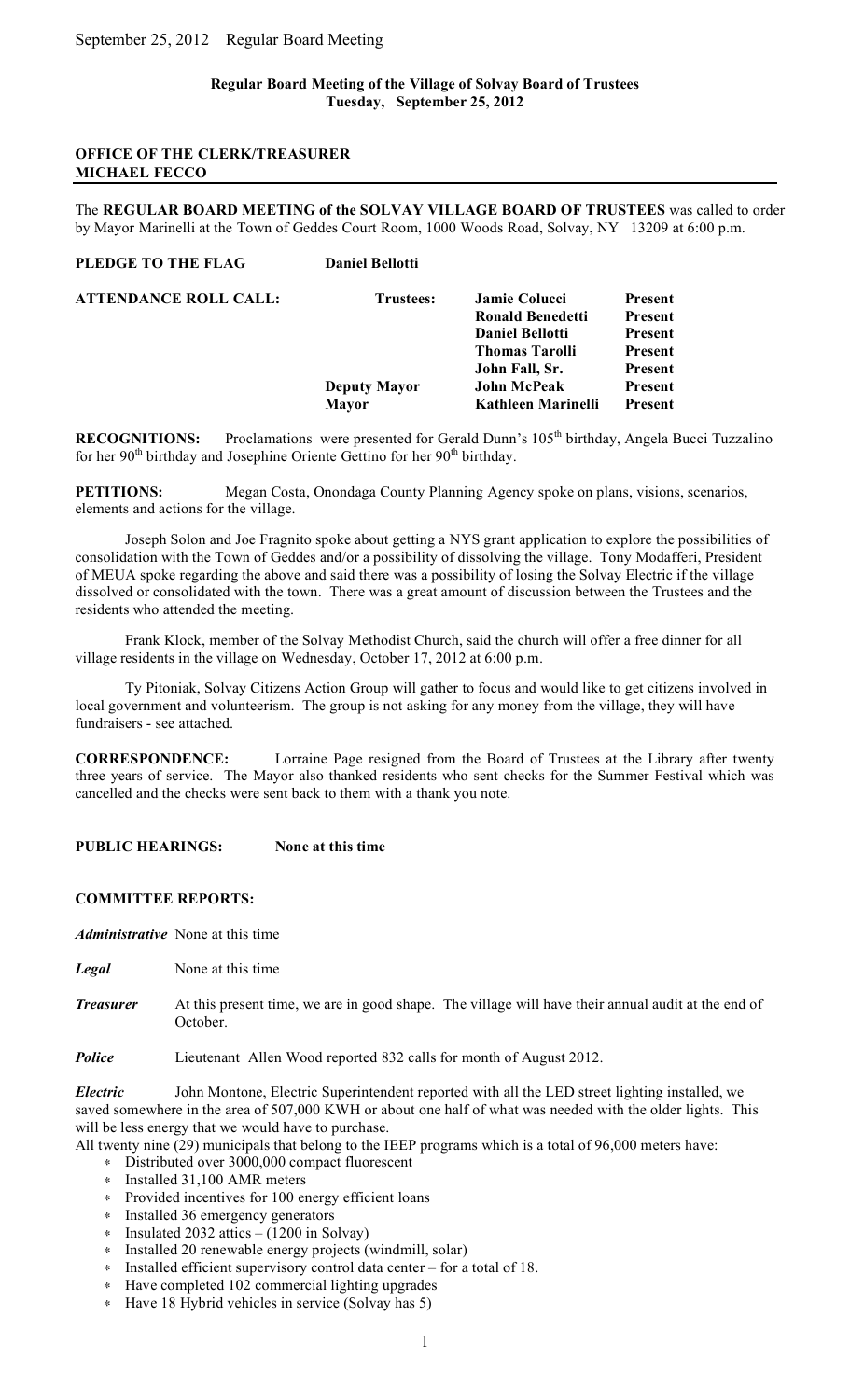September 25, 2012 Regular Board Meeting

**Regular Board Meeting of the Village of Solvay Board of Trustees**
**Tuesday, September 25, 2012**

**OFFICE OF THE CLERK/TREASURER**
**MICHAEL FECCO**

---

The **REGULAR BOARD MEETING of the SOLVAY VILLAGE BOARD OF TRUSTEES** was called to order by Mayor Marinelli at the Town of Geddes Court Room, 1000 Woods Road, Solvay, NY 13209 at 6:00 p.m.

**PLEDGE TO THE FLAG** **Daniel Bellotti**

| **ATTENDANCE ROLL CALL:** | **Trustees:** | **Jamie Colucci** | **Present** |
|---|---|---|---|
| | | **Ronald Benedetti** | **Present** |
| | | **Daniel Bellotti** | **Present** |
| | | **Thomas Tarolli** | **Present** |
| | | **John Fall, Sr.** | **Present** |
| | **Deputy Mayor** | **John McPeak** | **Present** |
| | **Mayor** | **Kathleen Marinelli** | **Present** |

**RECOGNITIONS:** Proclamations were presented for Gerald Dunn's 105th birthday, Angela Bucci Tuzzalino for her 90th birthday and Josephine Oriente Gettino for her 90th birthday.

**PETITIONS:** Megan Costa, Onondaga County Planning Agency spoke on plans, visions, scenarios, elements and actions for the village.

Joseph Solon and Joe Fragnito spoke about getting a NYS grant application to explore the possibilities of consolidation with the Town of Geddes and/or a possibility of dissolving the village. Tony Modafferi, President of MEUA spoke regarding the above and said there was a possibility of losing the Solvay Electric if the village dissolved or consolidated with the town. There was a great amount of discussion between the Trustees and the residents who attended the meeting.

Frank Klock, member of the Solvay Methodist Church, said the church will offer a free dinner for all village residents in the village on Wednesday, October 17, 2012 at 6:00 p.m.

Ty Pitoniak, Solvay Citizens Action Group will gather to focus and would like to get citizens involved in local government and volunteerism. The group is not asking for any money from the village, they will have fundraisers - see attached.

**CORRESPONDENCE:** Lorraine Page resigned from the Board of Trustees at the Library after twenty three years of service. The Mayor also thanked residents who sent checks for the Summer Festival which was cancelled and the checks were sent back to them with a thank you note.

**PUBLIC HEARINGS:** **None at this time**

**COMMITTEE REPORTS:**

***Administrative*** None at this time

***Legal*** None at this time

***Treasurer*** At this present time, we are in good shape. The village will have their annual audit at the end of October.

***Police*** Lieutenant Allen Wood reported 832 calls for month of August 2012.

***Electric*** John Montone, Electric Superintendent reported with all the LED street lighting installed, we saved somewhere in the area of 507,000 KWH or about one half of what was needed with the older lights. This will be less energy that we would have to purchase.

All twenty nine (29) municipals that belong to the IEEP programs which is a total of 96,000 meters have:

* Distributed over 3000,000 compact fluorescent
* Installed 31,100 AMR meters
* Provided incentives for 100 energy efficient loans
* Installed 36 emergency generators
* Insulated 2032 attics – (1200 in Solvay)
* Installed 20 renewable energy projects (windmill, solar)
* Installed efficient supervisory control data center – for a total of 18.
* Have completed 102 commercial lighting upgrades
* Have 18 Hybrid vehicles in service (Solvay has 5)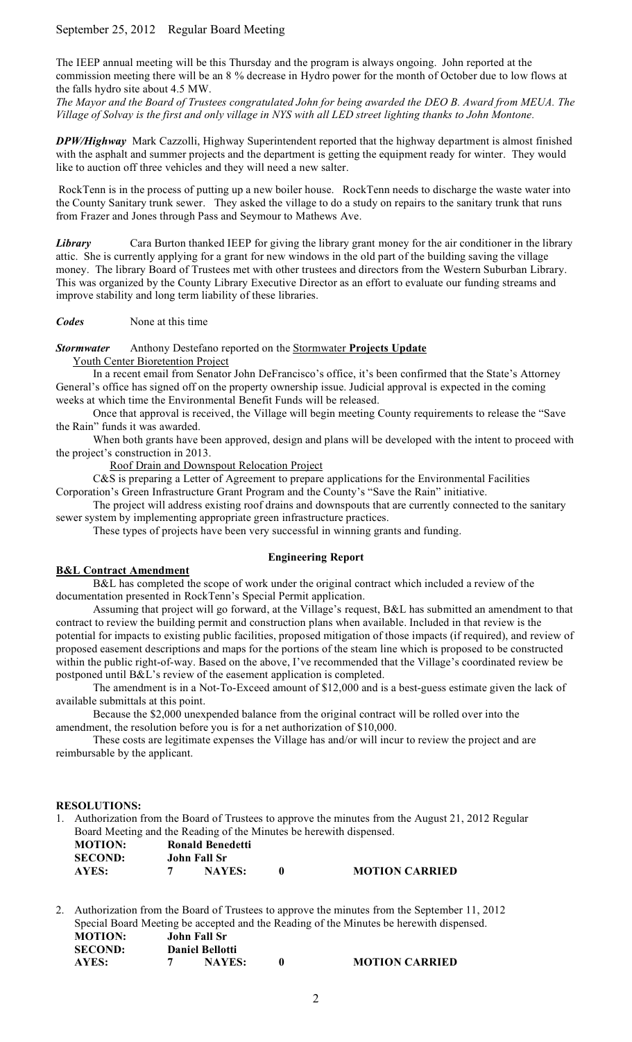September 25, 2012 Regular Board Meeting

The IEEP annual meeting will be this Thursday and the program is always ongoing. John reported at the commission meeting there will be an 8 % decrease in Hydro power for the month of October due to low flows at the falls hydro site about 4.5 MW.

*The Mayor and the Board of Trustees congratulated John for being awarded the DEO B. Award from MEUA. The Village of Solvay is the first and only village in NYS with all LED street lighting thanks to John Montone.*

***DPW/Highway*** Mark Cazzolli, Highway Superintendent reported that the highway department is almost finished with the asphalt and summer projects and the department is getting the equipment ready for winter. They would like to auction off three vehicles and they will need a new salter.

RockTenn is in the process of putting up a new boiler house. RockTenn needs to discharge the waste water into the County Sanitary trunk sewer. They asked the village to do a study on repairs to the sanitary trunk that runs from Frazer and Jones through Pass and Seymour to Mathews Ave.

***Library*** Cara Burton thanked IEEP for giving the library grant money for the air conditioner in the library attic. She is currently applying for a grant for new windows in the old part of the building saving the village money. The library Board of Trustees met with other trustees and directors from the Western Suburban Library. This was organized by the County Library Executive Director as an effort to evaluate our funding streams and improve stability and long term liability of these libraries.

***Codes*** None at this time

***Stormwater*** Anthony Destefano reported on the Stormwater **Projects Update**

Youth Center Bioretention Project

In a recent email from Senator John DeFrancisco's office, it's been confirmed that the State's Attorney General's office has signed off on the property ownership issue. Judicial approval is expected in the coming weeks at which time the Environmental Benefit Funds will be released.

Once that approval is received, the Village will begin meeting County requirements to release the "Save the Rain" funds it was awarded.

When both grants have been approved, design and plans will be developed with the intent to proceed with the project's construction in 2013.

Roof Drain and Downspout Relocation Project

C&S is preparing a Letter of Agreement to prepare applications for the Environmental Facilities Corporation's Green Infrastructure Grant Program and the County's "Save the Rain" initiative.

The project will address existing roof drains and downspouts that are currently connected to the sanitary sewer system by implementing appropriate green infrastructure practices.

These types of projects have been very successful in winning grants and funding.

**Engineering Report**

**B&L Contract Amendment**

B&L has completed the scope of work under the original contract which included a review of the documentation presented in RockTenn's Special Permit application.

Assuming that project will go forward, at the Village's request, B&L has submitted an amendment to that contract to review the building permit and construction plans when available. Included in that review is the potential for impacts to existing public facilities, proposed mitigation of those impacts (if required), and review of proposed easement descriptions and maps for the portions of the steam line which is proposed to be constructed within the public right-of-way. Based on the above, I've recommended that the Village's coordinated review be postponed until B&L's review of the easement application is completed.

The amendment is in a Not-To-Exceed amount of $12,000 and is a best-guess estimate given the lack of available submittals at this point.

Because the $2,000 unexpended balance from the original contract will be rolled over into the amendment, the resolution before you is for a net authorization of $10,000.

These costs are legitimate expenses the Village has and/or will incur to review the project and are reimbursable by the applicant.

**RESOLUTIONS:**

1. Authorization from the Board of Trustees to approve the minutes from the August 21, 2012 Regular Board Meeting and the Reading of the Minutes be herewith dispensed.

   **MOTION:** **Ronald Benedetti**
   **SECOND:** **John Fall Sr**
   **AYES:** **7** **NAYES:** **0** **MOTION CARRIED**

2. Authorization from the Board of Trustees to approve the minutes from the September 11, 2012 Special Board Meeting be accepted and the Reading of the Minutes be herewith dispensed.

   **MOTION:** **John Fall Sr**
   **SECOND:** **Daniel Bellotti**
   **AYES:** **7** **NAYES:** **0** **MOTION CARRIED**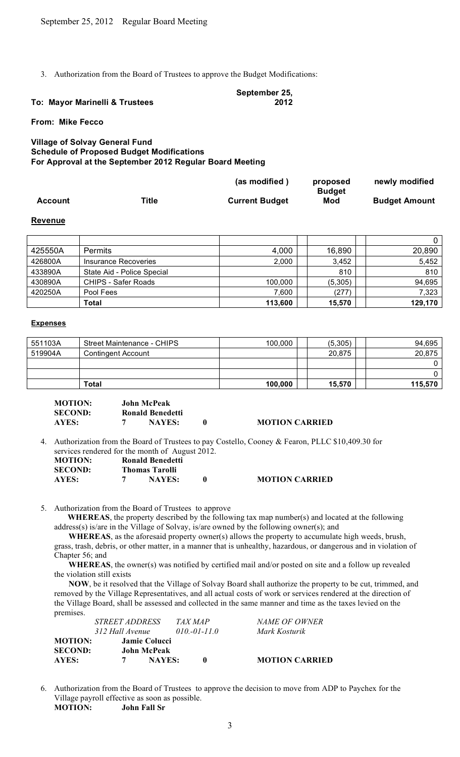3. Authorization from the Board of Trustees to approve the Budget Modifications:

**To: Mayor Marinelli & Trustees** **September 25, 2012**

**From: Mike Fecco**

**Village of Solvay General Fund**
**Schedule of Proposed Budget Modifications**
**For Approval at the September 2012 Regular Board Meeting**

**Revenue**

| Account | Title | (as modified) Current Budget | proposed Budget Mod | newly modified Budget Amount |
|---|---|---|---|---|
| | | | | 0 |
| 425550A | Permits | 4,000 | 16,890 | 20,890 |
| 426800A | Insurance Recoveries | 2,000 | 3,452 | 5,452 |
| 433890A | State Aid - Police Special | | 810 | 810 |
| 430890A | CHIPS - Safer Roads | 100,000 | (5,305) | 94,695 |
| 420250A | Pool Fees | 7,600 | (277) | 7,323 |
| | **Total** | **113,600** | **15,570** | **129,170** |

**Expenses**

| Account | Title | (as modified) Current Budget | proposed Budget Mod | newly modified Budget Amount |
|---|---|---|---|---|
| 551103A | Street Maintenance - CHIPS | 100,000 | (5,305) | 94,695 |
| 519904A | Contingent Account | | 20,875 | 20,875 |
| | | | | 0 |
| | | | | 0 |
| | **Total** | **100,000** | **15,570** | **115,570** |

**MOTION:** **John McPeak**
**SECOND:** **Ronald Benedetti**
**AYES:** **7** **NAYES:** **0** **MOTION CARRIED**

4. Authorization from the Board of Trustees to pay Costello, Cooney & Fearon, PLLC $10,409.30 for services rendered for the month of August 2012.

**MOTION:** **Ronald Benedetti**
**SECOND:** **Thomas Tarolli**
**AYES:** **7** **NAYES:** **0** **MOTION CARRIED**

5. Authorization from the Board of Trustees to approve

**WHEREAS**, the property described by the following tax map number(s) and located at the following address(s) is/are in the Village of Solvay, is/are owned by the following owner(s); and

**WHEREAS**, as the aforesaid property owner(s) allows the property to accumulate high weeds, brush, grass, trash, debris, or other matter, in a manner that is unhealthy, hazardous, or dangerous and in violation of Chapter 56; and

**WHEREAS**, the owner(s) was notified by certified mail and/or posted on site and a follow up revealed the violation still exists

**NOW**, be it resolved that the Village of Solvay Board shall authorize the property to be cut, trimmed, and removed by the Village Representatives, and all actual costs of work or services rendered at the direction of the Village Board, shall be assessed and collected in the same manner and time as the taxes levied on the premises.

| *STREET ADDRESS* | *TAX MAP* | *NAME OF OWNER* |
|---|---|---|
| *312 Hall Avenue* | *010.-01-11.0* | *Mark Kosturik* |

**MOTION:** **Jamie Colucci**
**SECOND:** **John McPeak**
**AYES:** **7** **NAYES:** **0** **MOTION CARRIED**

6. Authorization from the Board of Trustees to approve the decision to move from ADP to Paychex for the Village payroll effective as soon as possible.

**MOTION:** **John Fall Sr**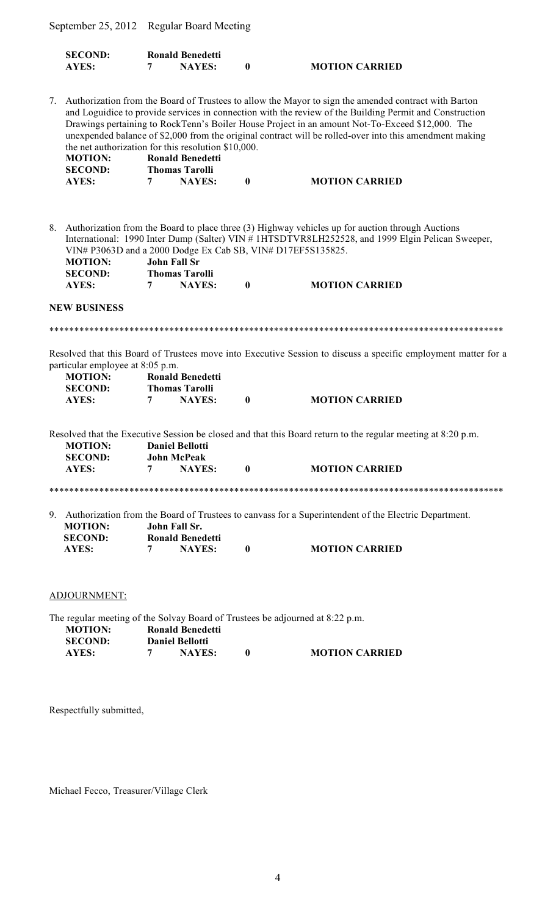| | | | | |
|---|---|---|---|---|
| **SECOND:** | **Ronald Benedetti** | | | |
| **AYES:** | **7** | **NAYES:** | **0** | **MOTION CARRIED** |

7. Authorization from the Board of Trustees to allow the Mayor to sign the amended contract with Barton and Loguidice to provide services in connection with the review of the Building Permit and Construction Drawings pertaining to RockTenn's Boiler House Project in an amount Not-To-Exceed $12,000. The unexpended balance of $2,000 from the original contract will be rolled-over into this amendment making the net authorization for this resolution $10,000.

| | | | | |
|---|---|---|---|---|
| **MOTION:** | **Ronald Benedetti** | | | |
| **SECOND:** | **Thomas Tarolli** | | | |
| **AYES:** | **7** | **NAYES:** | **0** | **MOTION CARRIED** |

8. Authorization from the Board to place three (3) Highway vehicles up for auction through Auctions International: 1990 Inter Dump (Salter) VIN # 1HTSDTVR8LH252528, and 1999 Elgin Pelican Sweeper, VIN# P3063D and a 2000 Dodge Ex Cab SB, VIN# D17EF5S135825.

| | | | | |
|---|---|---|---|---|
| **MOTION:** | **John Fall Sr** | | | |
| **SECOND:** | **Thomas Tarolli** | | | |
| **AYES:** | **7** | **NAYES:** | **0** | **MOTION CARRIED** |

**NEW BUSINESS**

*********************************************************************************************

Resolved that this Board of Trustees move into Executive Session to discuss a specific employment matter for a particular employee at 8:05 p.m.

| | | | | |
|---|---|---|---|---|
| **MOTION:** | **Ronald Benedetti** | | | |
| **SECOND:** | **Thomas Tarolli** | | | |
| **AYES:** | **7** | **NAYES:** | **0** | **MOTION CARRIED** |

Resolved that the Executive Session be closed and that this Board return to the regular meeting at 8:20 p.m.

| | | | | |
|---|---|---|---|---|
| **MOTION:** | **Daniel Bellotti** | | | |
| **SECOND:** | **John McPeak** | | | |
| **AYES:** | **7** | **NAYES:** | **0** | **MOTION CARRIED** |

*********************************************************************************************

9. Authorization from the Board of Trustees to canvass for a Superintendent of the Electric Department.

| | | | | |
|---|---|---|---|---|
| **MOTION:** | **John Fall Sr.** | | | |
| **SECOND:** | **Ronald Benedetti** | | | |
| **AYES:** | **7** | **NAYES:** | **0** | **MOTION CARRIED** |

ADJOURNMENT:

The regular meeting of the Solvay Board of Trustees be adjourned at 8:22 p.m.

| | | | | |
|---|---|---|---|---|
| **MOTION:** | **Ronald Benedetti** | | | |
| **SECOND:** | **Daniel Bellotti** | | | |
| **AYES:** | **7** | **NAYES:** | **0** | **MOTION CARRIED** |

Respectfully submitted,

Michael Fecco, Treasurer/Village Clerk